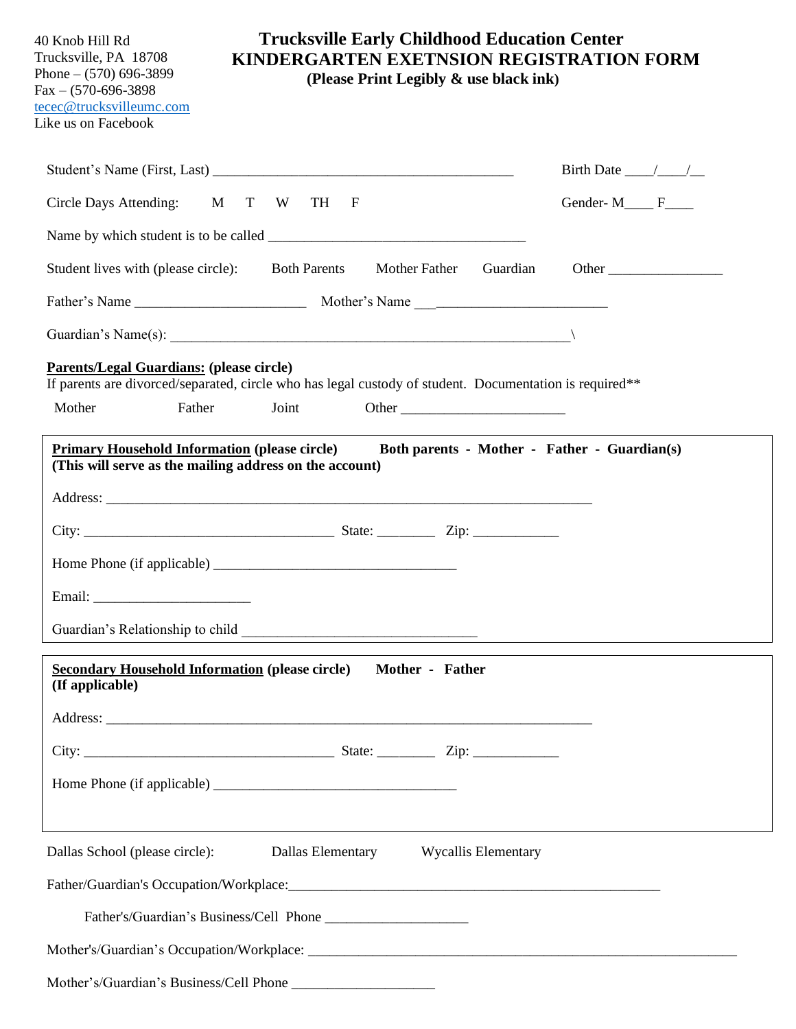40 Knob Hill Rd
Trucksville, PA 18708
Phone – (570) 696-3899
Fax – (570-696-3898
tecec@trucksvilleumc.com
Like us on Facebook

# Trucksville Early Childhood Education Center
# KINDERGARTEN EXETNSION REGISTRATION FORM

**(Please Print Legibly & use black ink)**

Student's Name (First, Last) ___________________________________________ Birth Date ____/____/__

Circle Days Attending: M T W TH F Gender- M____ F____

Name by which student is to be called ____________________________________

Student lives with (please circle): Both Parents Mother Father Guardian Other ________________

Father's Name ________________________ Mother's Name ___________________________

Guardian's Name(s): _________________________________________________________\

**Parents/Legal Guardians: (please circle)**
If parents are divorced/separated, circle who has legal custody of student. Documentation is required**

Mother Father Joint Other _______________________

**Primary Household Information (please circle)** **Both parents - Mother - Father - Guardian(s)**
**(This will serve as the mailing address on the account)**

Address: ______________________________________________________________________

City: ___________________________________ State: ________ Zip: ____________

Home Phone (if applicable) __________________________________

Email: ______________________

Guardian's Relationship to child _________________________________

**Secondary Household Information (please circle)** **Mother - Father**
**(If applicable)**

Address: ______________________________________________________________________

City: ___________________________________ State: ________ Zip: ____________

Home Phone (if applicable) __________________________________

Dallas School (please circle): Dallas Elementary Wycallis Elementary

Father/Guardian's Occupation/Workplace:_____________________________________________________

Father's/Guardian's Business/Cell Phone ____________________

Mother's/Guardian's Occupation/Workplace: ______________________________________________________________

Mother's/Guardian's Business/Cell Phone ____________________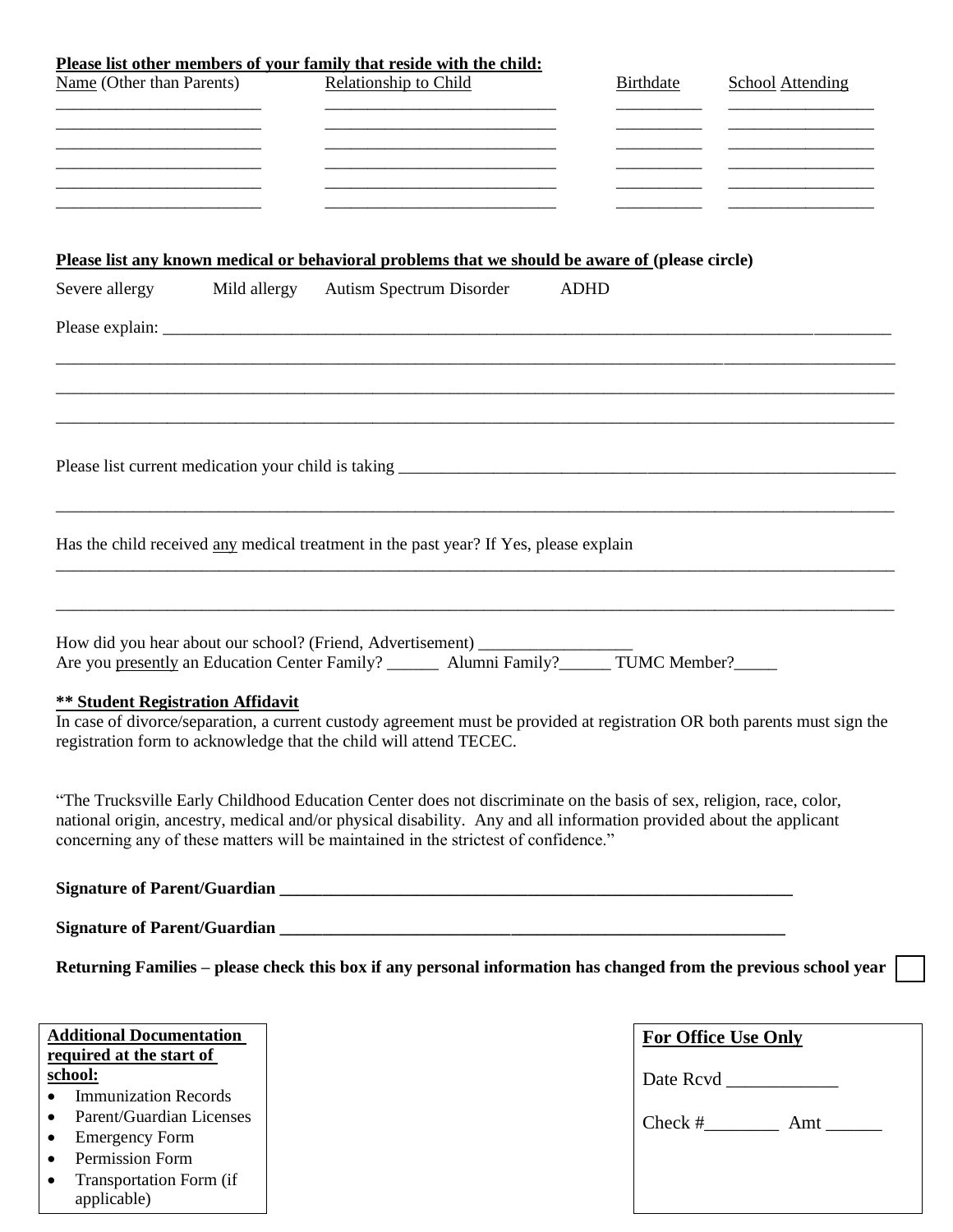**Please list other members of your family that reside with the child:**

| Name (Other than Parents) | Relationship to Child | Birthdate | School Attending |
|---|---|---|---|
| | | | |
| | | | |
| | | | |
| | | | |
| | | | |
| | | | |

**Please list any known medical or behavioral problems that we should be aware of (please circle)**

Severe allergy    Mild allergy    Autism Spectrum Disorder    ADHD

Please explain: ______________________________________________________________________________________

______________________________________________________________________________________________

______________________________________________________________________________________________

______________________________________________________________________________________________

Please list current medication your child is taking ___________________________________________________

______________________________________________________________________________________________

Has the child received any medical treatment in the past year? If Yes, please explain

______________________________________________________________________________________________

______________________________________________________________________________________________

How did you hear about our school? (Friend, Advertisement) __________________

Are you presently an Education Center Family? ______ Alumni Family?______ TUMC Member?_____

**** Student Registration Affidavit**

In case of divorce/separation, a current custody agreement must be provided at registration OR both parents must sign the registration form to acknowledge that the child will attend TECEC.

"The Trucksville Early Childhood Education Center does not discriminate on the basis of sex, religion, race, color, national origin, ancestry, medical and/or physical disability. Any and all information provided about the applicant concerning any of these matters will be maintained in the strictest of confidence."

**Signature of Parent/Guardian ________________________________________________________________**

**Signature of Parent/Guardian ________________________________________________________________**

**Returning Families – please check this box if any personal information has changed from the previous school year** ☐

**Additional Documentation required at the start of school:**

- Immunization Records
- Parent/Guardian Licenses
- Emergency Form
- Permission Form
- Transportation Form (if applicable)

**For Office Use Only**

Date Rcvd ____________

Check #________ Amt ______